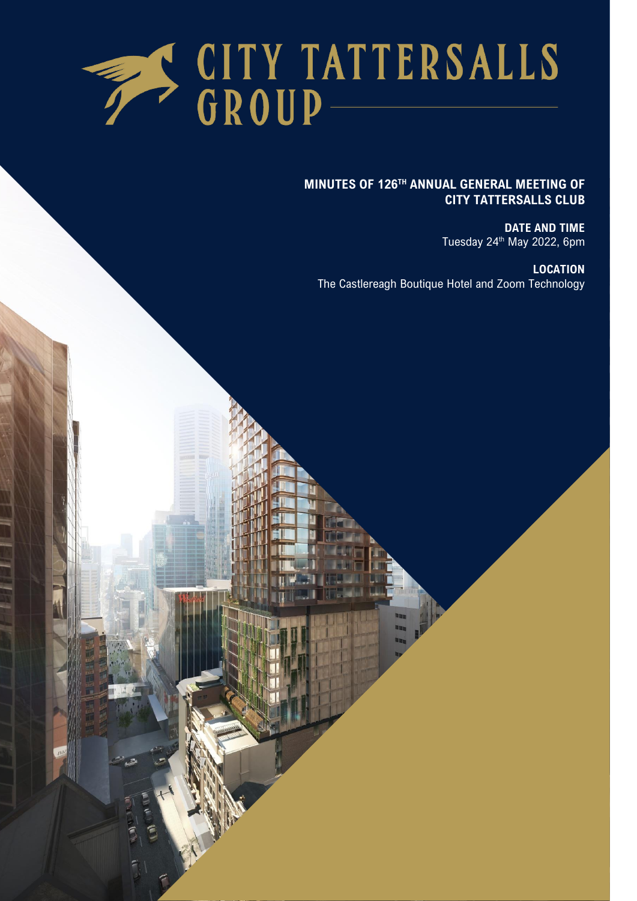# CITY TATTERSALLS GROUP

## MINUTES OF 126TH ANNUAL GENERAL MEETING OF CITY TATTERSALLS CLUB

**DATE AND TIME**
Tuesday 24th May 2022, 6pm

**LOCATION**
The Castlereagh Boutique Hotel and Zoom Technology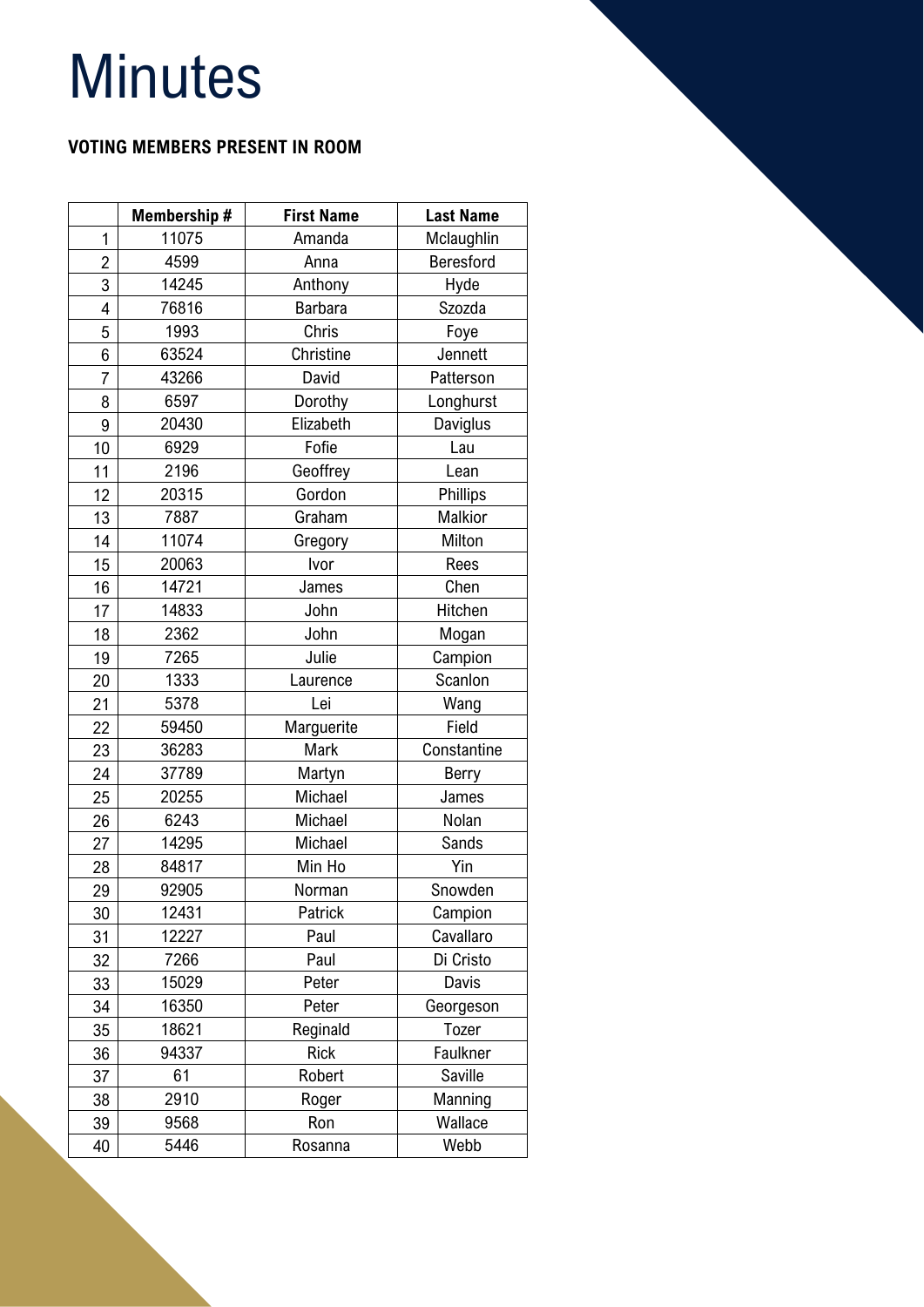# Minutes

**VOTING MEMBERS PRESENT IN ROOM**

| | Membership # | First Name | Last Name |
|---|---|---|---|
| 1 | 11075 | Amanda | Mclaughlin |
| 2 | 4599 | Anna | Beresford |
| 3 | 14245 | Anthony | Hyde |
| 4 | 76816 | Barbara | Szozda |
| 5 | 1993 | Chris | Foye |
| 6 | 63524 | Christine | Jennett |
| 7 | 43266 | David | Patterson |
| 8 | 6597 | Dorothy | Longhurst |
| 9 | 20430 | Elizabeth | Daviglus |
| 10 | 6929 | Fofie | Lau |
| 11 | 2196 | Geoffrey | Lean |
| 12 | 20315 | Gordon | Phillips |
| 13 | 7887 | Graham | Malkior |
| 14 | 11074 | Gregory | Milton |
| 15 | 20063 | Ivor | Rees |
| 16 | 14721 | James | Chen |
| 17 | 14833 | John | Hitchen |
| 18 | 2362 | John | Mogan |
| 19 | 7265 | Julie | Campion |
| 20 | 1333 | Laurence | Scanlon |
| 21 | 5378 | Lei | Wang |
| 22 | 59450 | Marguerite | Field |
| 23 | 36283 | Mark | Constantine |
| 24 | 37789 | Martyn | Berry |
| 25 | 20255 | Michael | James |
| 26 | 6243 | Michael | Nolan |
| 27 | 14295 | Michael | Sands |
| 28 | 84817 | Min Ho | Yin |
| 29 | 92905 | Norman | Snowden |
| 30 | 12431 | Patrick | Campion |
| 31 | 12227 | Paul | Cavallaro |
| 32 | 7266 | Paul | Di Cristo |
| 33 | 15029 | Peter | Davis |
| 34 | 16350 | Peter | Georgeson |
| 35 | 18621 | Reginald | Tozer |
| 36 | 94337 | Rick | Faulkner |
| 37 | 61 | Robert | Saville |
| 38 | 2910 | Roger | Manning |
| 39 | 9568 | Ron | Wallace |
| 40 | 5446 | Rosanna | Webb |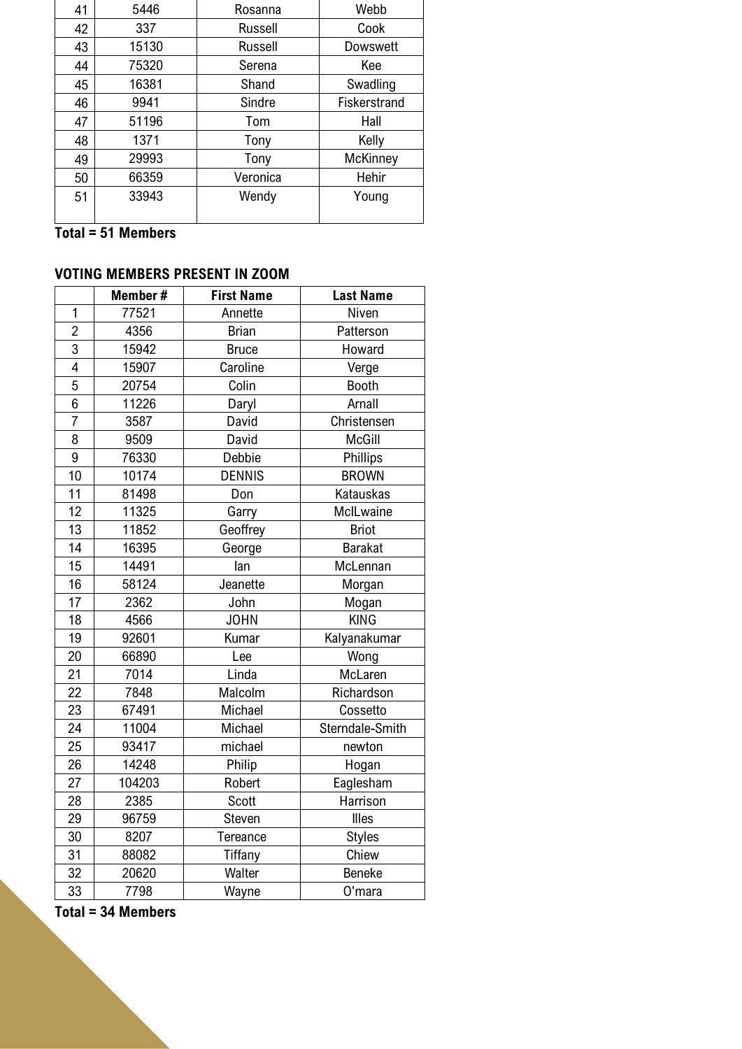| | | | |
|---|---|---|---|
| 41 | 5446 | Rosanna | Webb |
| 42 | 337 | Russell | Cook |
| 43 | 15130 | Russell | Dowswett |
| 44 | 75320 | Serena | Kee |
| 45 | 16381 | Shand | Swadling |
| 46 | 9941 | Sindre | Fiskerstrand |
| 47 | 51196 | Tom | Hall |
| 48 | 1371 | Tony | Kelly |
| 49 | 29993 | Tony | McKinney |
| 50 | 66359 | Veronica | Hehir |
| 51 | 33943 | Wendy | Young |

**Total = 51 Members**

**VOTING MEMBERS PRESENT IN ZOOM**

| | Member # | First Name | Last Name |
|---|---|---|---|
| 1 | 77521 | Annette | Niven |
| 2 | 4356 | Brian | Patterson |
| 3 | 15942 | Bruce | Howard |
| 4 | 15907 | Caroline | Verge |
| 5 | 20754 | Colin | Booth |
| 6 | 11226 | Daryl | Arnall |
| 7 | 3587 | David | Christensen |
| 8 | 9509 | David | McGill |
| 9 | 76330 | Debbie | Phillips |
| 10 | 10174 | DENNIS | BROWN |
| 11 | 81498 | Don | Katauskas |
| 12 | 11325 | Garry | McILwaine |
| 13 | 11852 | Geoffrey | Briot |
| 14 | 16395 | George | Barakat |
| 15 | 14491 | Ian | McLennan |
| 16 | 58124 | Jeanette | Morgan |
| 17 | 2362 | John | Mogan |
| 18 | 4566 | JOHN | KING |
| 19 | 92601 | Kumar | Kalyanakumar |
| 20 | 66890 | Lee | Wong |
| 21 | 7014 | Linda | McLaren |
| 22 | 7848 | Malcolm | Richardson |
| 23 | 67491 | Michael | Cossetto |
| 24 | 11004 | Michael | Sterndale-Smith |
| 25 | 93417 | michael | newton |
| 26 | 14248 | Philip | Hogan |
| 27 | 104203 | Robert | Eaglesham |
| 28 | 2385 | Scott | Harrison |
| 29 | 96759 | Steven | Illes |
| 30 | 8207 | Tereance | Styles |
| 31 | 88082 | Tiffany | Chiew |
| 32 | 20620 | Walter | Beneke |
| 33 | 7798 | Wayne | O'mara |

**Total = 34 Members**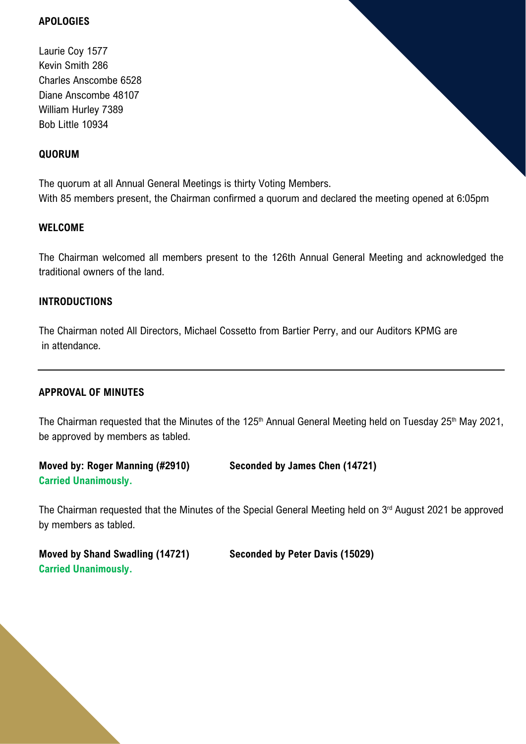## APOLOGIES

Laurie Coy 1577
Kevin Smith 286
Charles Anscombe 6528
Diane Anscombe 48107
William Hurley 7389
Bob Little 10934

## QUORUM

The quorum at all Annual General Meetings is thirty Voting Members.
With 85 members present, the Chairman confirmed a quorum and declared the meeting opened at 6:05pm

## WELCOME

The Chairman welcomed all members present to the 126th Annual General Meeting and acknowledged the traditional owners of the land.

## INTRODUCTIONS

The Chairman noted All Directors, Michael Cossetto from Bartier Perry, and our Auditors KPMG are in attendance.

---

## APPROVAL OF MINUTES

The Chairman requested that the Minutes of the 125th Annual General Meeting held on Tuesday 25th May 2021, be approved by members as tabled.

**Moved by: Roger Manning (#2910)** **Seconded by James Chen (14721)**
**Carried Unanimously.**

The Chairman requested that the Minutes of the Special General Meeting held on 3rd August 2021 be approved by members as tabled.

**Moved by Shand Swadling (14721)** **Seconded by Peter Davis (15029)**
**Carried Unanimously.**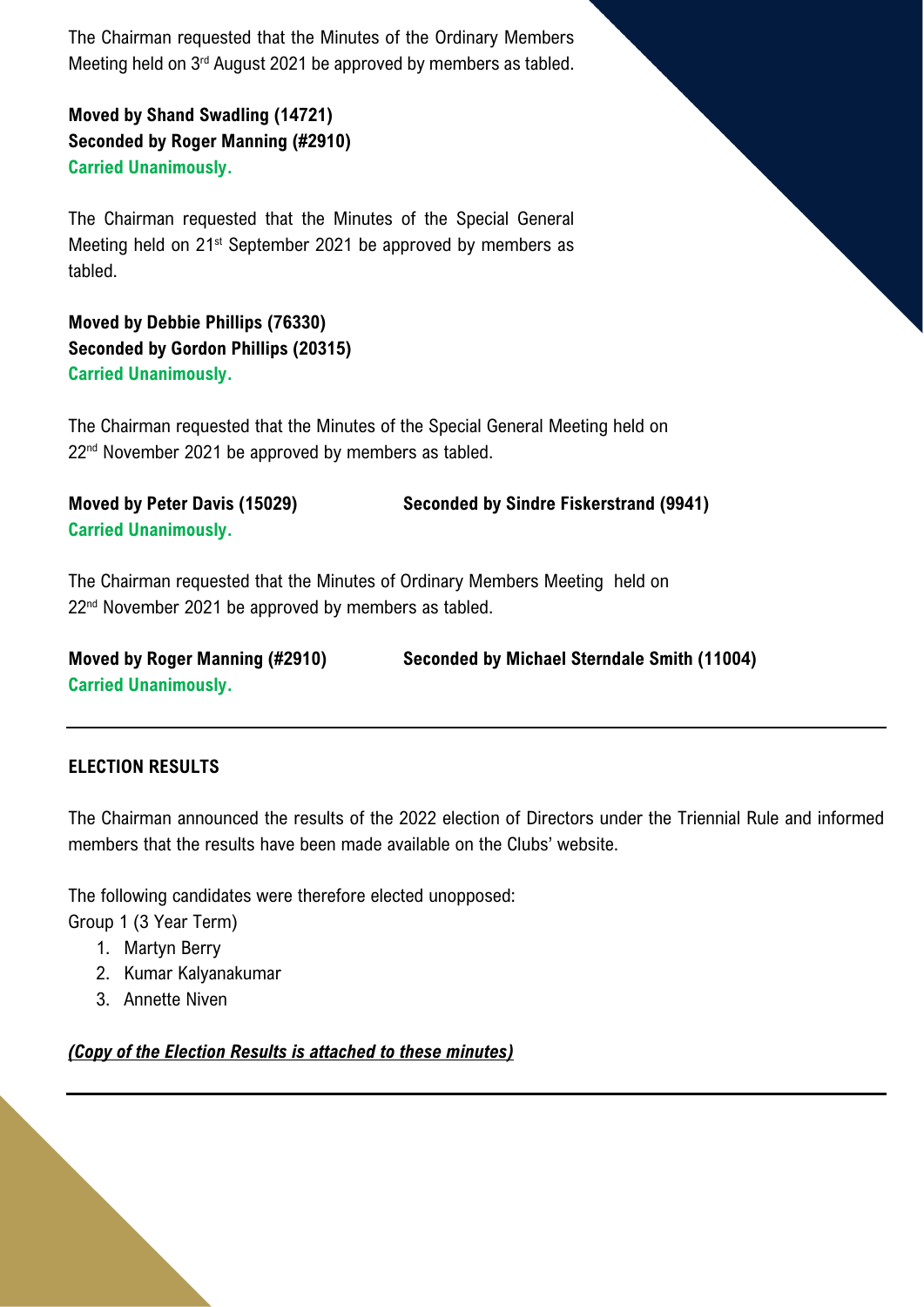The Chairman requested that the Minutes of the Ordinary Members Meeting held on 3rd August 2021 be approved by members as tabled.

**Moved by Shand Swadling (14721)**
**Seconded by Roger Manning (#2910)**
**Carried Unanimously.**

The Chairman requested that the Minutes of the Special General Meeting held on 21st September 2021 be approved by members as tabled.

**Moved by Debbie Phillips (76330)**
**Seconded by Gordon Phillips (20315)**
**Carried Unanimously.**

The Chairman requested that the Minutes of the Special General Meeting held on 22nd November 2021 be approved by members as tabled.

**Moved by Peter Davis (15029)** **Seconded by Sindre Fiskerstrand (9941)**
**Carried Unanimously.**

The Chairman requested that the Minutes of Ordinary Members Meeting held on 22nd November 2021 be approved by members as tabled.

**Moved by Roger Manning (#2910)** **Seconded by Michael Sterndale Smith (11004)**
**Carried Unanimously.**

---

**ELECTION RESULTS**

The Chairman announced the results of the 2022 election of Directors under the Triennial Rule and informed members that the results have been made available on the Clubs' website.

The following candidates were therefore elected unopposed:
Group 1 (3 Year Term)

1. Martyn Berry
2. Kumar Kalyanakumar
3. Annette Niven

***(Copy of the Election Results is attached to these minutes)***

---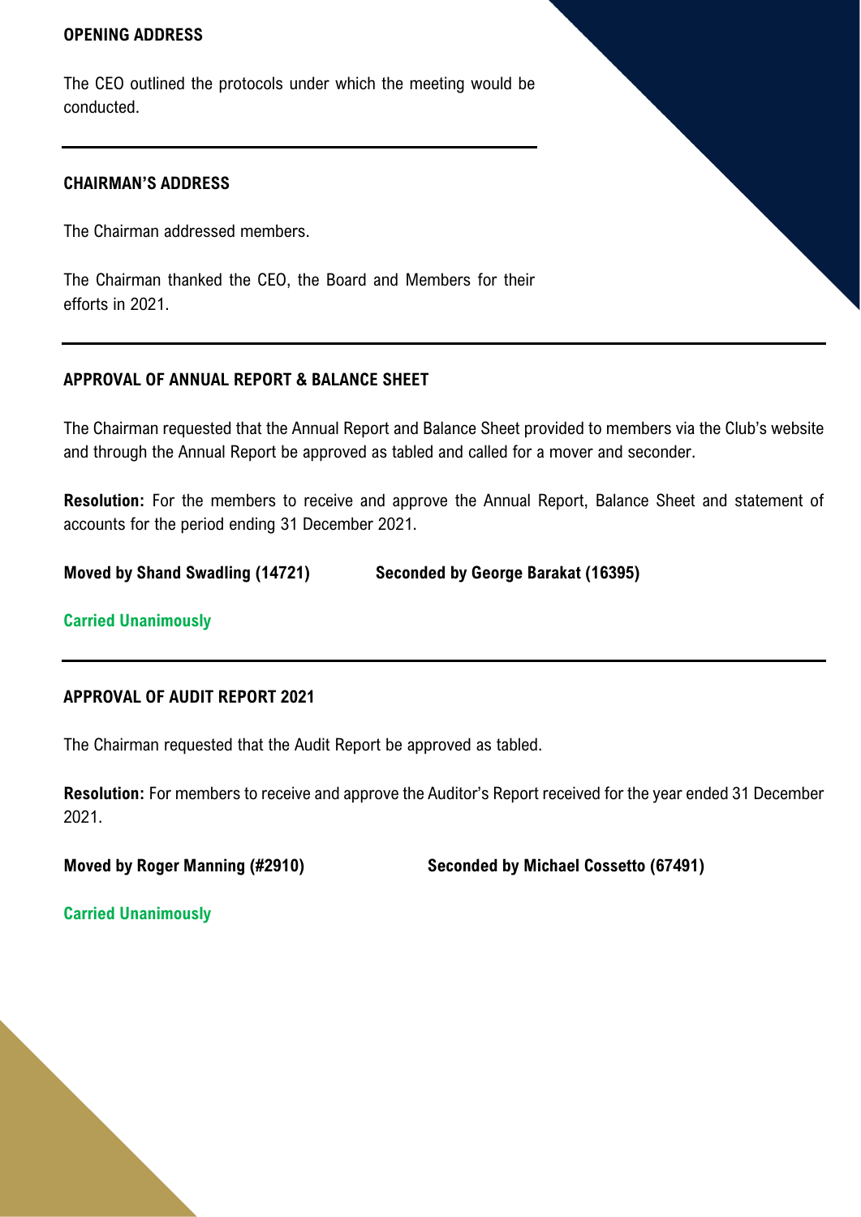## OPENING ADDRESS

The CEO outlined the protocols under which the meeting would be conducted.

---

## CHAIRMAN'S ADDRESS

The Chairman addressed members.

The Chairman thanked the CEO, the Board and Members for their efforts in 2021.

---

## APPROVAL OF ANNUAL REPORT & BALANCE SHEET

The Chairman requested that the Annual Report and Balance Sheet provided to members via the Club's website and through the Annual Report be approved as tabled and called for a mover and seconder.

**Resolution:** For the members to receive and approve the Annual Report, Balance Sheet and statement of accounts for the period ending 31 December 2021.

**Moved by Shand Swadling (14721)** **Seconded by George Barakat (16395)**

**Carried Unanimously**

---

## APPROVAL OF AUDIT REPORT 2021

The Chairman requested that the Audit Report be approved as tabled.

**Resolution:** For members to receive and approve the Auditor's Report received for the year ended 31 December 2021.

**Moved by Roger Manning (#2910)** **Seconded by Michael Cossetto (67491)**

**Carried Unanimously**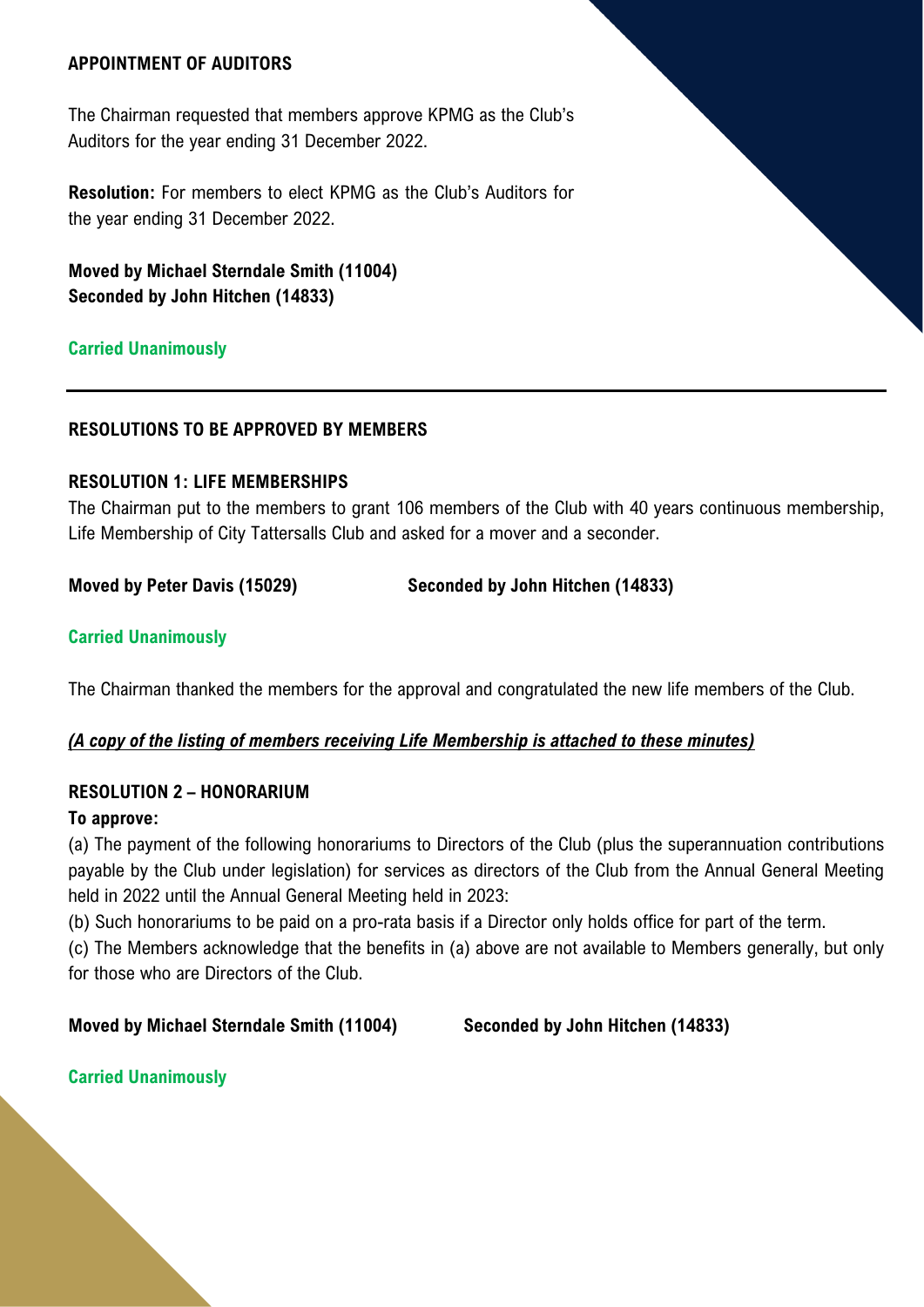## APPOINTMENT OF AUDITORS

The Chairman requested that members approve KPMG as the Club's Auditors for the year ending 31 December 2022.

**Resolution:** For members to elect KPMG as the Club's Auditors for the year ending 31 December 2022.

**Moved by Michael Sterndale Smith (11004)**
**Seconded by John Hitchen (14833)**

**Carried Unanimously**

---

## RESOLUTIONS TO BE APPROVED BY MEMBERS

### RESOLUTION 1: LIFE MEMBERSHIPS

The Chairman put to the members to grant 106 members of the Club with 40 years continuous membership, Life Membership of City Tattersalls Club and asked for a mover and a seconder.

**Moved by Peter Davis (15029)** **Seconded by John Hitchen (14833)**

**Carried Unanimously**

The Chairman thanked the members for the approval and congratulated the new life members of the Club.

***(A copy of the listing of members receiving Life Membership is attached to these minutes)***

### RESOLUTION 2 – HONORARIUM

**To approve:**

(a) The payment of the following honorariums to Directors of the Club (plus the superannuation contributions payable by the Club under legislation) for services as directors of the Club from the Annual General Meeting held in 2022 until the Annual General Meeting held in 2023:

(b) Such honorariums to be paid on a pro-rata basis if a Director only holds office for part of the term.

(c) The Members acknowledge that the benefits in (a) above are not available to Members generally, but only for those who are Directors of the Club.

**Moved by Michael Sterndale Smith (11004)** **Seconded by John Hitchen (14833)**

**Carried Unanimously**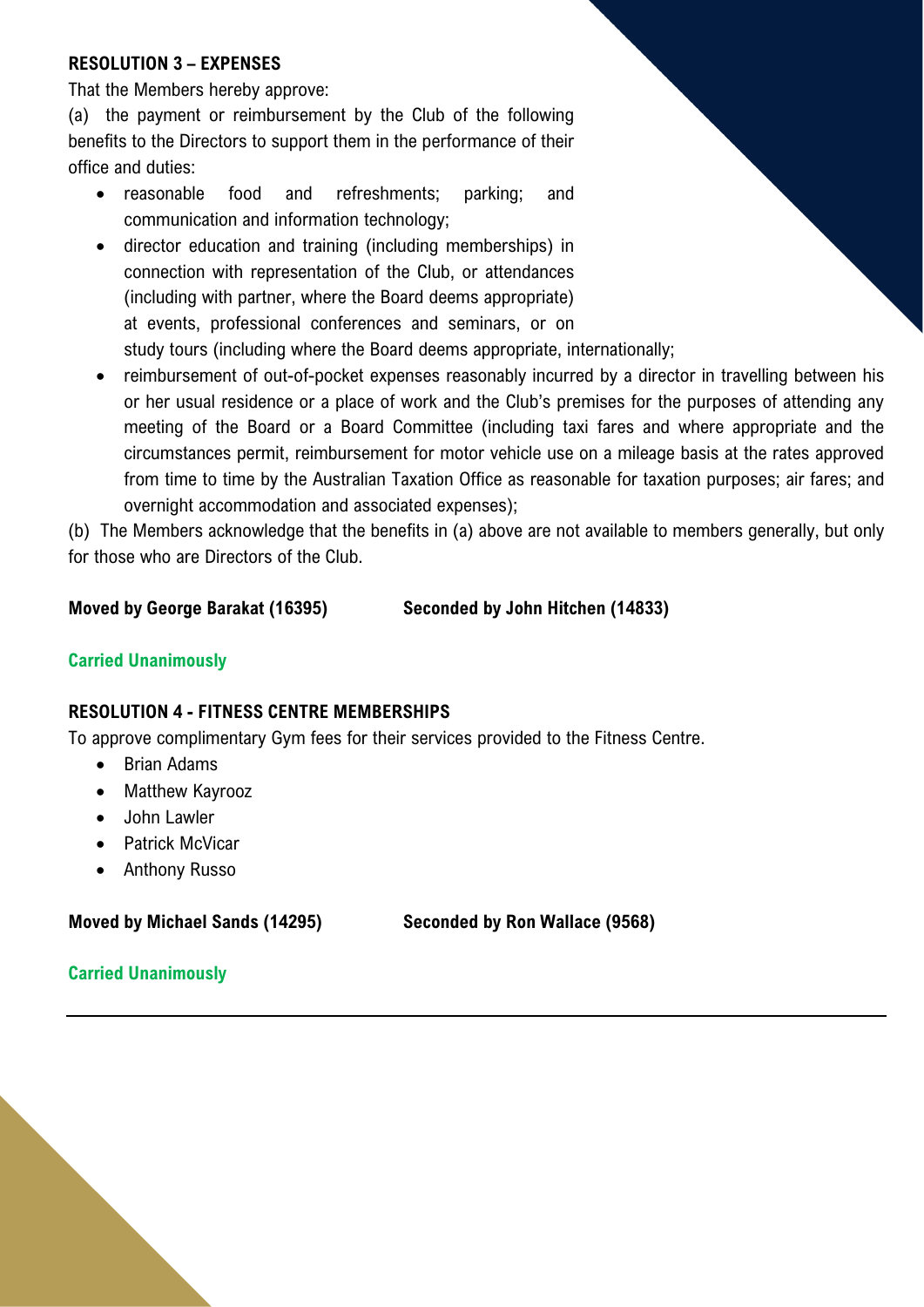**RESOLUTION 3 – EXPENSES**

That the Members hereby approve:

(a) the payment or reimbursement by the Club of the following benefits to the Directors to support them in the performance of their office and duties:

- reasonable food and refreshments; parking; and communication and information technology;
- director education and training (including memberships) in connection with representation of the Club, or attendances (including with partner, where the Board deems appropriate) at events, professional conferences and seminars, or on study tours (including where the Board deems appropriate, internationally;
- reimbursement of out-of-pocket expenses reasonably incurred by a director in travelling between his or her usual residence or a place of work and the Club's premises for the purposes of attending any meeting of the Board or a Board Committee (including taxi fares and where appropriate and the circumstances permit, reimbursement for motor vehicle use on a mileage basis at the rates approved from time to time by the Australian Taxation Office as reasonable for taxation purposes; air fares; and overnight accommodation and associated expenses);

(b) The Members acknowledge that the benefits in (a) above are not available to members generally, but only for those who are Directors of the Club.

**Moved by George Barakat (16395)** **Seconded by John Hitchen (14833)**

**Carried Unanimously**

**RESOLUTION 4 - FITNESS CENTRE MEMBERSHIPS**

To approve complimentary Gym fees for their services provided to the Fitness Centre.

- Brian Adams
- Matthew Kayrooz
- John Lawler
- Patrick McVicar
- Anthony Russo

**Moved by Michael Sands (14295)** **Seconded by Ron Wallace (9568)**

**Carried Unanimously**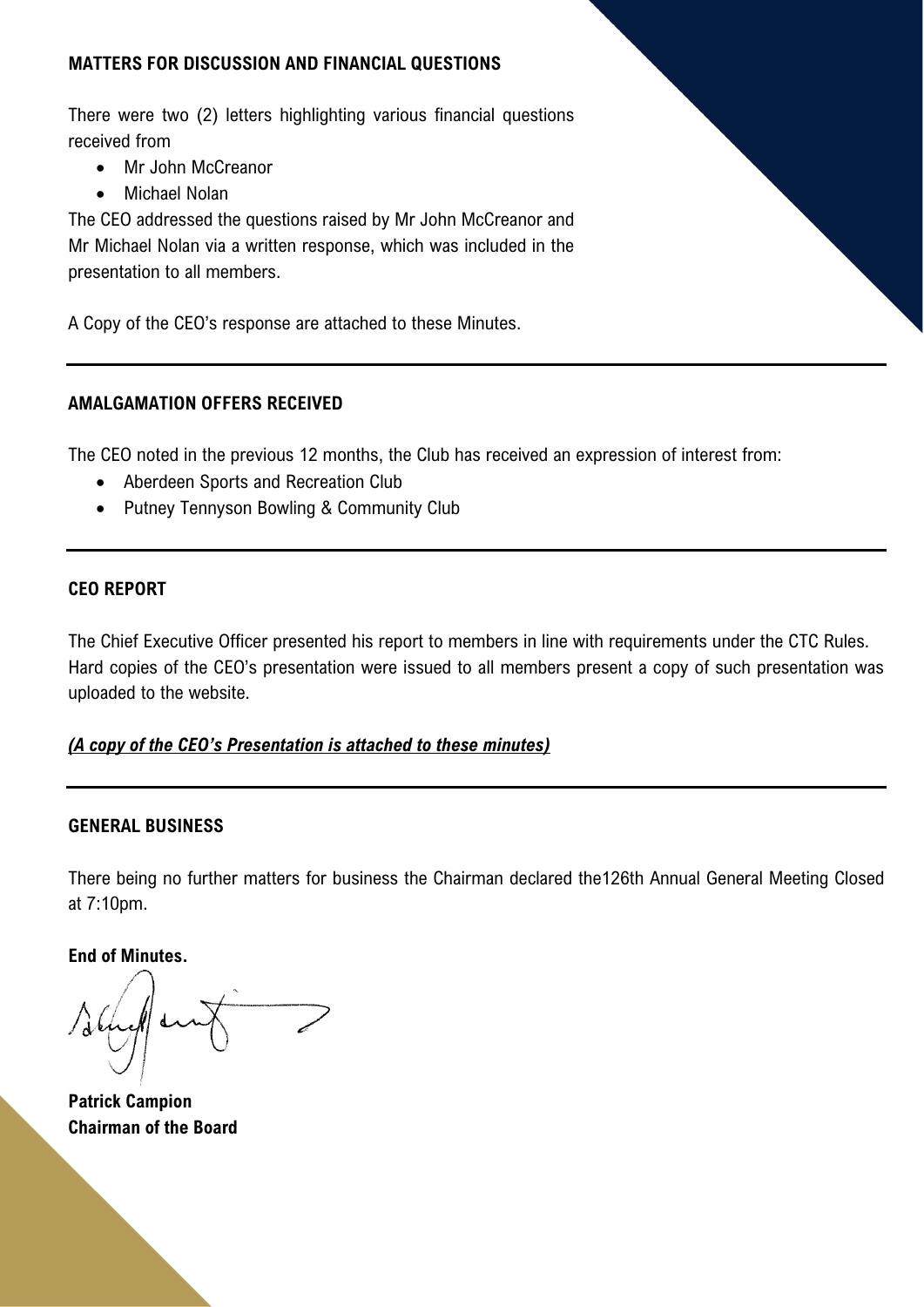**MATTERS FOR DISCUSSION AND FINANCIAL QUESTIONS**

There were two (2) letters highlighting various financial questions received from

- Mr John McCreanor
- Michael Nolan

The CEO addressed the questions raised by Mr John McCreanor and Mr Michael Nolan via a written response, which was included in the presentation to all members.

A Copy of the CEO's response are attached to these Minutes.

---

**AMALGAMATION OFFERS RECEIVED**

The CEO noted in the previous 12 months, the Club has received an expression of interest from:

- Aberdeen Sports and Recreation Club
- Putney Tennyson Bowling & Community Club

---

**CEO REPORT**

The Chief Executive Officer presented his report to members in line with requirements under the CTC Rules. Hard copies of the CEO's presentation were issued to all members present a copy of such presentation was uploaded to the website.

***(A copy of the CEO's Presentation is attached to these minutes)***

---

**GENERAL BUSINESS**

There being no further matters for business the Chairman declared the126th Annual General Meeting Closed at 7:10pm.

**End of Minutes.**

**Patrick Campion**
**Chairman of the Board**